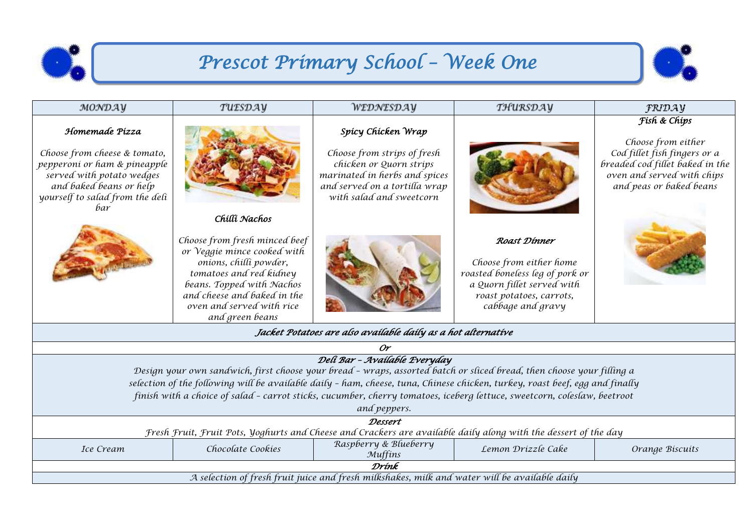# Prescot Primary School – Week One

| MONDAY | TUESDAY | WEDNESDAY | THURSDAY | FRIDAY |
|---|---|---|---|---|
| ***Homemade Pizza*** Choose from cheese & tomato, pepperoni or ham & pineapple served with potato wedges and baked beans or help yourself to salad from the deli bar | ***Chilli Nachos*** Choose from fresh minced beef or Veggie mince cooked with onions, chilli powder, tomatoes and red kidney beans. Topped with Nachos and cheese and baked in the oven and served with rice and green beans | ***Spicy Chicken Wrap*** Choose from strips of fresh chicken or Quorn strips marinated in herbs and spices and served on a tortilla wrap with salad and sweetcorn | ***Roast Dinner*** Choose from either home roasted boneless leg of pork or a Quorn fillet served with roast potatoes, carrots, cabbage and gravy | ***Fish & Chips*** Choose from either Cod fillet fish fingers or a breaded cod fillet baked in the oven and served with chips and peas or baked beans |

***Jacket Potatoes are also available daily as a hot alternative***

***Or***

***Deli Bar – Available Everyday***

*Design your own sandwich, first choose your bread – wraps, assorted batch or sliced bread, then choose your filling a selection of the following will be available daily – ham, cheese, tuna, Chinese chicken, turkey, roast beef, egg and finally finish with a choice of salad – carrot sticks, cucumber, cherry tomatoes, iceberg lettuce, sweetcorn, coleslaw, beetroot and peppers.*

***Dessert***

*Fresh Fruit, Fruit Pots, Yoghurts and Cheese and Crackers are available daily along with the dessert of the day*

| MONDAY | TUESDAY | WEDNESDAY | THURSDAY | FRIDAY |
|---|---|---|---|---|
| Ice Cream | Chocolate Cookies | Raspberry & Blueberry Muffins | Lemon Drizzle Cake | Orange Biscuits |

***Drink***

*A selection of fresh fruit juice and fresh milkshakes, milk and water will be available daily*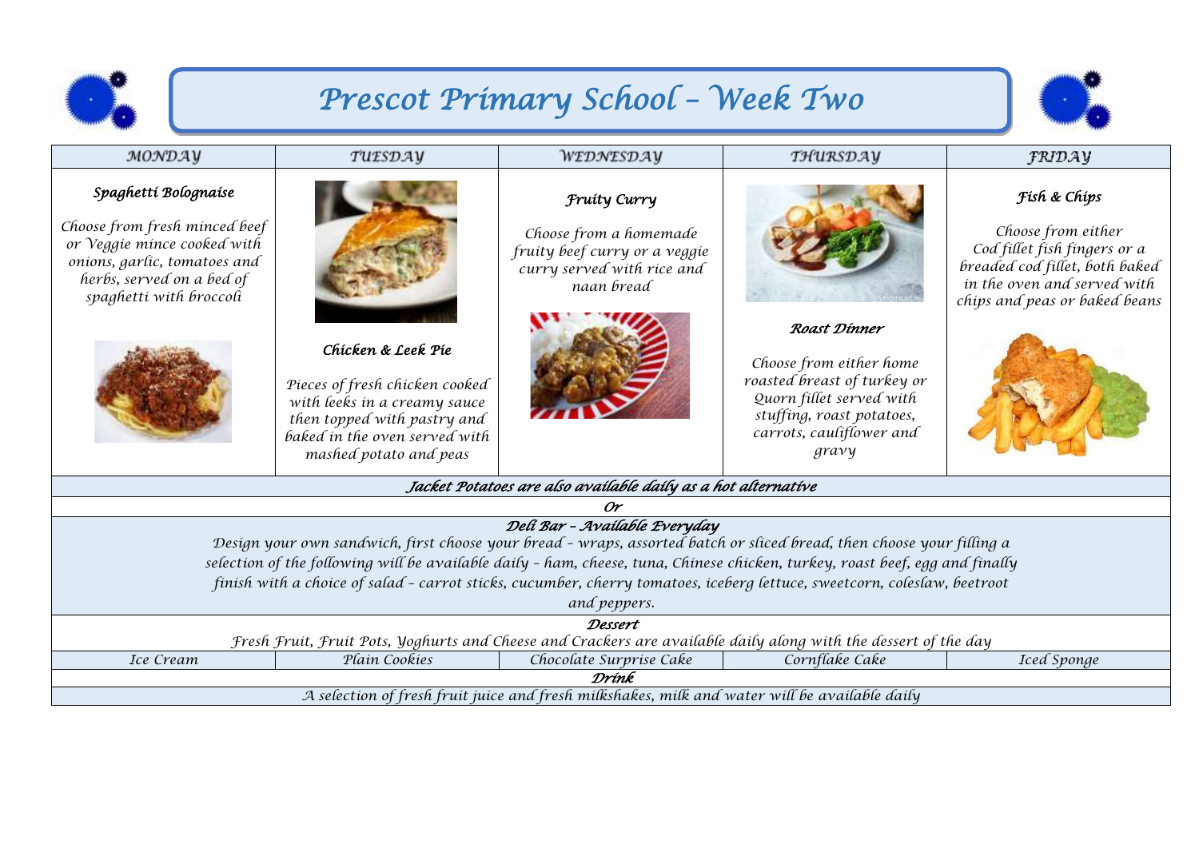# Prescot Primary School – Week Two

| MONDAY | TUESDAY | WEDNESDAY | THURSDAY | FRIDAY |
| --- | --- | --- | --- | --- |
| ***Spaghetti Bolognaise*** Choose from fresh minced beef or Veggie mince cooked with onions, garlic, tomatoes and herbs, served on a bed of spaghetti with broccoli | ***Chicken & Leek Pie*** Pieces of fresh chicken cooked with leeks in a creamy sauce then topped with pastry and baked in the oven served with mashed potato and peas | ***Fruity Curry*** Choose from a homemade fruity beef curry or a veggie curry served with rice and naan bread | ***Roast Dinner*** Choose from either home roasted breast of turkey or Quorn fillet served with stuffing, roast potatoes, carrots, cauliflower and gravy | ***Fish & Chips*** Choose from either Cod fillet fish fingers or a breaded cod fillet, both baked in the oven and served with chips and peas or baked beans |
| ***Jacket Potatoes are also available daily as a hot alternative*** | | | | |
| ***Or*** | | | | |
| ***Deli Bar – Available Everyday*** Design your own sandwich, first choose your bread – wraps, assorted batch or sliced bread, then choose your filling a selection of the following will be available daily – ham, cheese, tuna, Chinese chicken, turkey, roast beef, egg and finally finish with a choice of salad – carrot sticks, cucumber, cherry tomatoes, iceberg lettuce, sweetcorn, coleslaw, beetroot and peppers. | | | | |
| ***Dessert*** Fresh Fruit, Fruit Pots, Yoghurts and Cheese and Crackers are available daily along with the dessert of the day | | | | |
| Ice Cream | Plain Cookies | Chocolate Surprise Cake | Cornflake Cake | Iced Sponge |
| ***Drink*** A selection of fresh fruit juice and fresh milkshakes, milk and water will be available daily | | | | |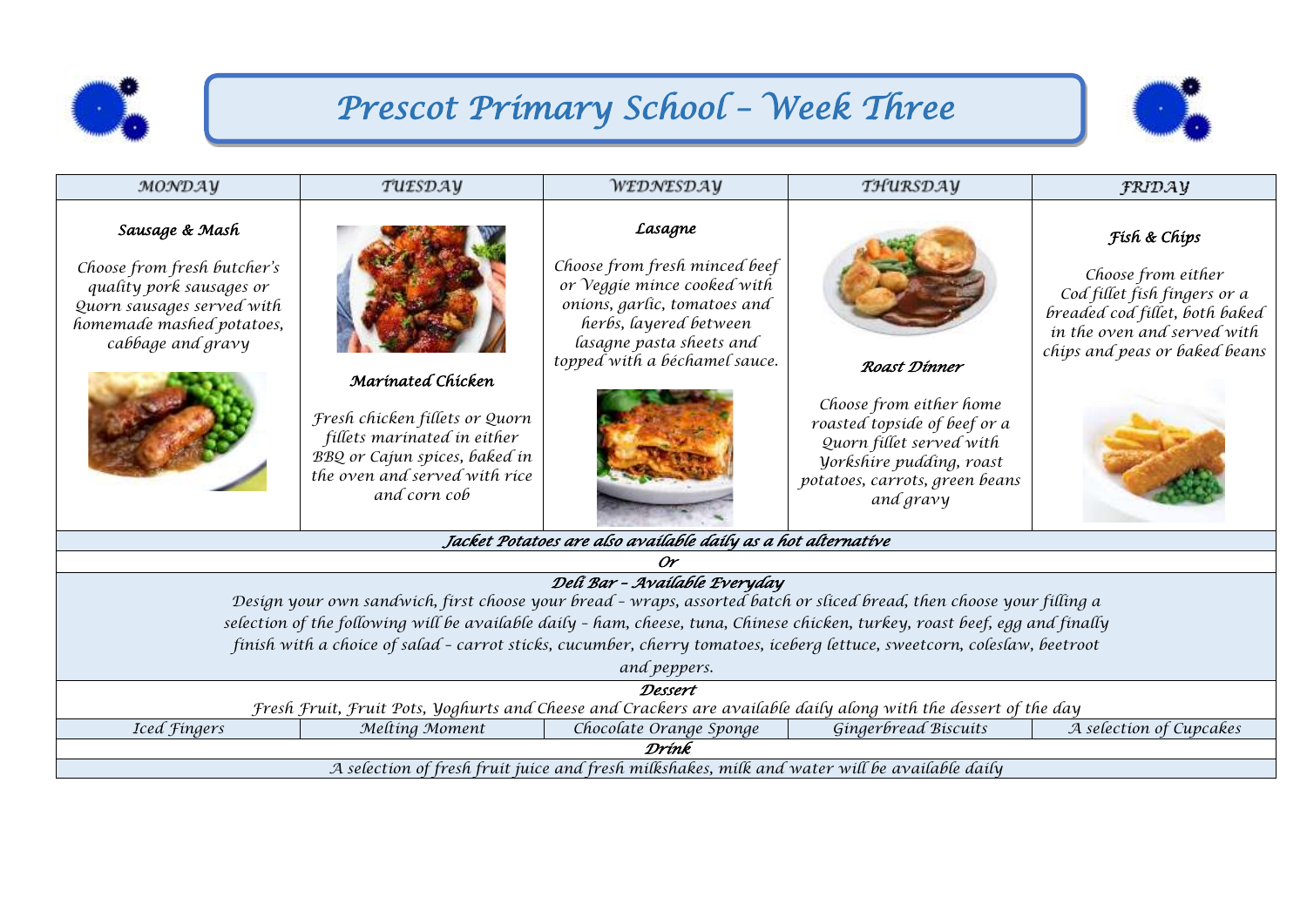# Prescot Primary School – Week Three

| MONDAY | TUESDAY | WEDNESDAY | THURSDAY | FRIDAY |
|---|---|---|---|---|
| ***Sausage & Mash*** Choose from fresh butcher's quality pork sausages or Quorn sausages served with homemade mashed potatoes, cabbage and gravy | ***Marinated Chicken*** Fresh chicken fillets or Quorn fillets marinated in either BBQ or Cajun spices, baked in the oven and served with rice and corn cob | ***Lasagne*** Choose from fresh minced beef or Veggie mince cooked with onions, garlic, tomatoes and herbs, layered between lasagne pasta sheets and topped with a béchamel sauce. | ***Roast Dinner*** Choose from either home roasted topside of beef or a Quorn fillet served with Yorkshire pudding, roast potatoes, carrots, green beans and gravy | ***Fish & Chips*** Choose from either Cod fillet fish fingers or a breaded cod fillet, both baked in the oven and served with chips and peas or baked beans |
| ***Jacket Potatoes are also available daily as a hot alternative*** | | | | |
| ***Or*** | | | | |
| ***Deli Bar – Available Everyday*** Design your own sandwich, first choose your bread – wraps, assorted batch or sliced bread, then choose your filling a selection of the following will be available daily – ham, cheese, tuna, Chinese chicken, turkey, roast beef, egg and finally finish with a choice of salad – carrot sticks, cucumber, cherry tomatoes, iceberg lettuce, sweetcorn, coleslaw, beetroot and peppers. | | | | |
| ***Dessert*** Fresh Fruit, Fruit Pots, Yoghurts and Cheese and Crackers are available daily along with the dessert of the day | | | | |
| Iced Fingers | Melting Moment | Chocolate Orange Sponge | Gingerbread Biscuits | A selection of Cupcakes |
| ***Drink*** | | | | |
| A selection of fresh fruit juice and fresh milkshakes, milk and water will be available daily | | | | |